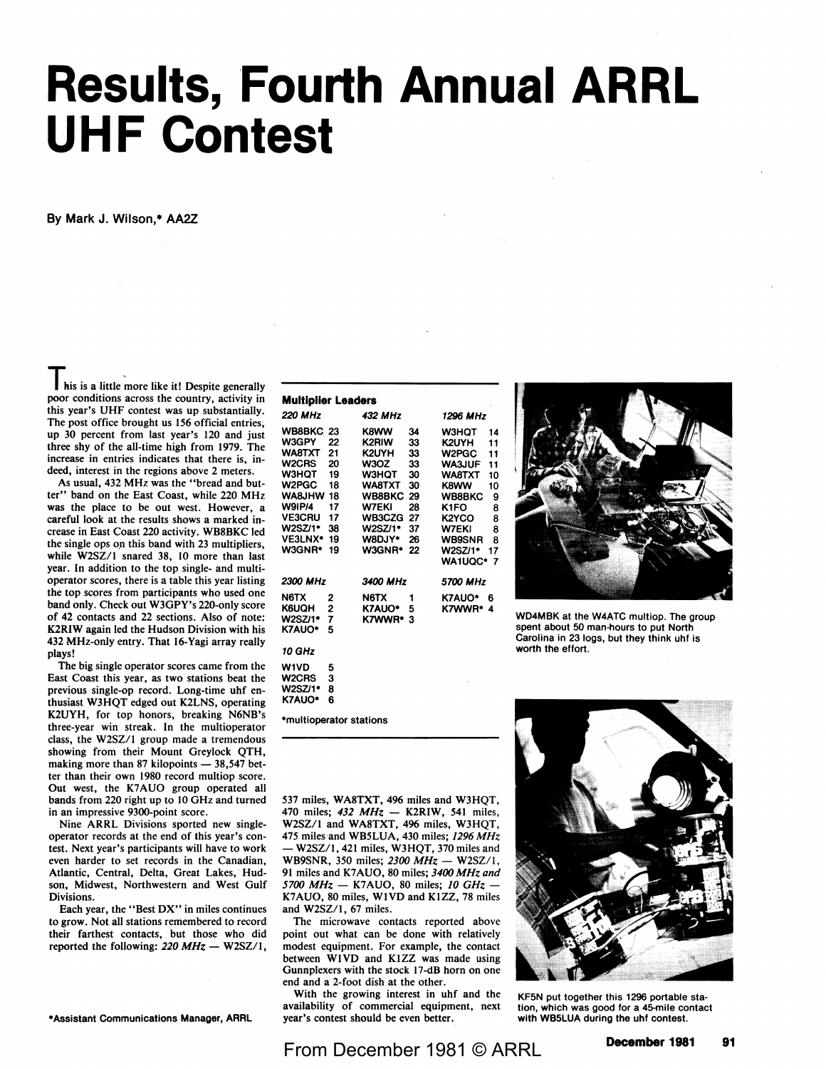# Results, Fourth Annual ARRL UHF Contest

By Mark J. Wilson,* AA2Z

This is a little more like it! Despite generally poor conditions across the country, activity in this year's UHF contest was up substantially. The post office brought us 156 official entries, up 30 percent from last year's 120 and just three shy of the all-time high from 1979. The increase in entries indicates that there is, indeed, interest in the regions above 2 meters.

As usual, 432 MHz was the "bread and butter" band on the East Coast, while 220 MHz was the place to be out west. However, a careful look at the results shows a marked increase in East Coast 220 activity. WB8BKC led the single ops on this band with 23 multipliers, while W2SZ/1 snared 38, 10 more than last year. In addition to the top single- and multi-operator scores, there is a table this year listing the top scores from participants who used one band only. Check out W3GPY's 220-only score of 42 contacts and 22 sections. Also of note: K2RIW again led the Hudson Division with his 432 MHz-only entry. That 16-Yagi array really plays!

The big single operator scores came from the East Coast this year, as two stations beat the previous single-op record. Long-time uhf enthusiast W3HQT edged out K2LNS, operating K2UYH, for top honors, breaking N6NB's three-year win streak. In the multioperator class, the W2SZ/1 group made a tremendous showing from their Mount Greylock QTH, making more than 87 kilopoints — 38,547 better than their own 1980 record multiop score. Out west, the K7AUO group operated all bands from 220 right up to 10 GHz and turned in an impressive 9300-point score.

Nine ARRL Divisions sported new single-operator records at the end of this year's contest. Next year's participants will have to work even harder to set records in the Canadian, Atlantic, Central, Delta, Great Lakes, Hudson, Midwest, Northwestern and West Gulf Divisions.

Each year, the "Best DX" in miles continues to grow. Not all stations remembered to record their farthest contacts, but those who did reported the following: *220 MHz* — W2SZ/1, 537 miles, WA8TXT, 496 miles and W3HQT, 470 miles; *432 MHz* — K2RIW, 541 miles, W2SZ/1 and WA8TXT, 496 miles, W3HQT, 475 miles and WB5LUA, 430 miles; *1296 MHz* — W2SZ/1, 421 miles, W3HQT, 370 miles and WB9SNR, 350 miles; *2300 MHz* — W2SZ/1, 91 miles and K7AUO, 80 miles; *3400 MHz and 5700 MHz* — K7AUO, 80 miles; *10 GHz* — K7AUO, 80 miles, W1VD and K1ZZ, 78 miles and W2SZ/1, 67 miles.

The microwave contacts reported above point out what can be done with relatively modest equipment. For example, the contact between W1VD and K1ZZ was made using Gunnplexers with the stock 17-dB horn on one end and a 2-foot dish at the other.

With the growing interest in uhf and the availability of commercial equipment, next year's contest should be even better.

**Multiplier Leaders**

| 220 MHz | | 432 MHz | | 1296 MHz | |
|---|---|---|---|---|---|
| WB8BKC | 23 | K8WW | 34 | W3HQT | 14 |
| W3GPY | 22 | K2RIW | 33 | K2UYH | 11 |
| WA8TXT | 21 | K2UYH | 33 | W2PGC | 11 |
| W2CRS | 20 | W3OZ | 33 | WA3JUF | 11 |
| W3HQT | 19 | W3HQT | 30 | WA8TXT | 10 |
| W2PGC | 18 | WA8TXT | 30 | K8WW | 10 |
| WA8JHW | 18 | WB8BKC | 29 | WB8BKC | 9 |
| W9IP/4 | 17 | W7EKI | 28 | K1FO | 8 |
| VE3CRU | 17 | WB3CZG | 27 | K2YCO | 8 |
| W2SZ/1* | 38 | W2SZ/1* | 37 | W7EKI | 8 |
| VE3LNX* | 19 | W8DJY* | 26 | WB9SNR | 8 |
| W3GNR* | 19 | W3GNR* | 22 | W2SZ/1* | 17 |
| | | | | WA1UQC* | 7 |

| 2300 MHz | | 3400 MHz | | 5700 MHz | |
|---|---|---|---|---|---|
| N6TX | 2 | N6TX | 1 | K7AUO* | 6 |
| K6UQH | 2 | K7AUO* | 5 | K7WWR* | 4 |
| W2SZ/1* | 7 | K7WWR* | 3 | | |
| K7AUO* | 5 | | | | |

| 10 GHz | |
|---|---|
| W1VD | 5 |
| W2CRS | 3 |
| W2SZ/1* | 8 |
| K7AUO* | 6 |

*multioperator stations

WD4MBK at the W4ATC multiop. The group spent about 50 man-hours to put North Carolina in 23 logs, but they think uhf is worth the effort.

KF5N put together this 1296 portable station, which was good for a 45-mile contact with WB5LUA during the uhf contest.

*Assistant Communications Manager, ARRL

From December 1981 © ARRL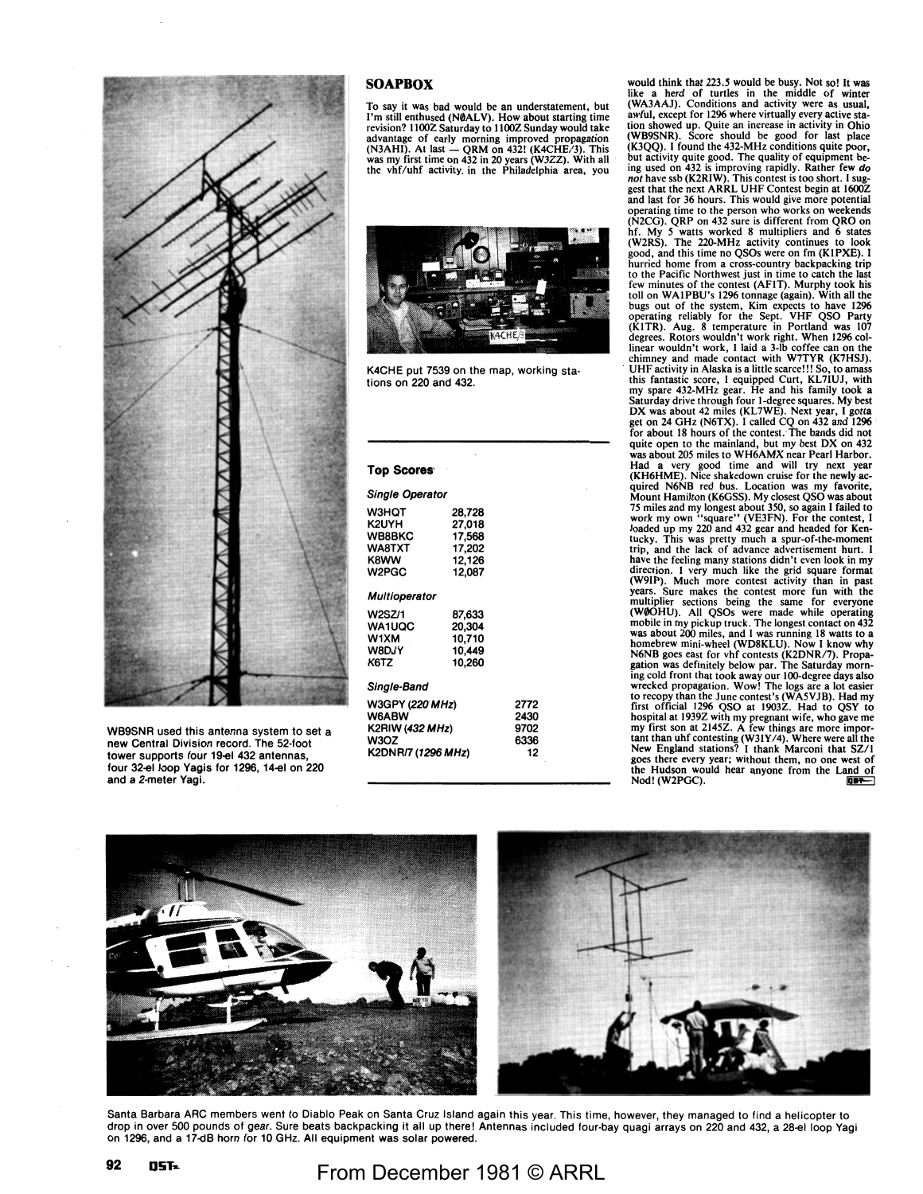WB9SNR used this antenna system to set a new Central Division record. The 52-foot tower supports four 19-el 432 antennas, four 32-el loop Yagis for 1296, 14-el on 220 and a 2-meter Yagi.

## SOAPBOX

To say it was bad would be an understatement, but I'm still enthused (NØALV). How about starting time revision? 1100Z Saturday to 1100Z Sunday would take advantage of early morning improved propagation (N3AHI). At last — QRM on 432! (K4CHE/3). This was my first time on 432 in 20 years (W3ZZ). With all the vhf/uhf activity in the Philadelphia area, you would think that 223.5 would be busy. Not so! It was like a herd of turtles in the middle of winter (WA3AAJ). Conditions and activity were as usual, awful, except for 1296 where virtually every active station showed up. Quite an increase in activity in Ohio (WB9SNR). Score should be good for last place (K3QQ). I found the 432-MHz conditions quite poor, but activity quite good. The quality of equipment being used on 432 is improving rapidly. Rather few *do not* have ssb (K2RIW). This contest is too short. I suggest that the next ARRL UHF Contest begin at 1600Z and last for 36 hours. This would give more potential operating time to the person who works on weekends (N2CG). QRP on 432 sure is different from QRO on hf. My 5 watts worked 8 multipliers and 6 states (W2RS). The 220-MHz activity continues to look good, and this time no QSOs were on fm (K1PXE). I hurried home from a cross-country backpacking trip to the Pacific Northwest just in time to catch the last few minutes of the contest (AF1T). Murphy took his toll on WA1PBU's 1296 tonnage (again). With all the bugs out of the system, Kim expects to have 1296 operating reliably for the Sept. VHF QSO Party (K1TR). Aug. 8 temperature in Portland was 107 degrees. Rotors wouldn't work right. When 1296 collinear wouldn't work, I laid a 3-lb coffee can on the chimney and made contact with W7TYR (K7HSJ). UHF activity in Alaska is a little scarce!!! So, to amass this fantastic score, I equipped Curt, KL7IUJ, with my spare 432-MHz gear. He and his family took a Saturday drive through four 1-degree squares. My best DX was about 42 miles (KL7WE). Next year, I gotta get on 24 GHz (N6TX). I called CQ on 432 and 1296 for about 18 hours of the contest. The bands did not quite open to the mainland, but my best DX on 432 was about 205 miles to WH6AMX near Pearl Harbor. Had a very good time and will try next year (KH6HME). Nice shakedown cruise for the newly acquired N6NB red bus. Location was my favorite, Mount Hamilton (K6GSS). My closest QSO was about 75 miles and my longest about 350, so again I failed to work my own "square" (VE3FN). For the contest, I loaded up my 220 and 432 gear and headed for Kentucky. This was pretty much a spur-of-the-moment trip, and the lack of advance advertisement hurt. I have the feeling many stations didn't even look in my direction. I very much like the grid square format (W9IP). Much more contest activity than in past years. Sure makes the contest more fun with the multiplier sections being the same for everyone (WØOHU). All QSOs were made while operating mobile in my pickup truck. The longest contact on 432 was about 200 miles, and I was running 18 watts to a homebrew mini-wheel (WD8KLU). Now I know why N6NB goes east for vhf contests (K2DNR/7). Propagation was definitely below par. The Saturday morning cold front that took away our 100-degree days also wrecked propagation. Wow! The logs are a lot easier to recopy than the June contest's (WA5VJB). Had my first official 1296 QSO at 1903Z. Had to QSY to hospital at 1939Z with my pregnant wife, who gave me my first son at 2145Z. A few things are more important than uhf contesting (W3IY/4). Where were all the New England stations? I thank Marconi that SZ/1 goes there every year; without them, no one west of the Hudson would hear anyone from the Land of Nod! (W2PGC).

K4CHE put 7539 on the map, working stations on 220 and 432.

### Top Scores

| | |
|---|---|
| ***Single Operator*** | |
| W3HQT | 28,728 |
| K2UYH | 27,018 |
| WB8BKC | 17,568 |
| WA8TXT | 17,202 |
| K8WW | 12,126 |
| W2PGC | 12,087 |
| ***Multioperator*** | |
| W2SZ/1 | 87,633 |
| WA1UQC | 20,304 |
| W1XM | 10,710 |
| W8DJY | 10,449 |
| K6TZ | 10,260 |
| ***Single-Band*** | |
| W3GPY (*220 MHz*) | 2772 |
| W6ABW | 2430 |
| K2RIW (*432 MHz*) | 9702 |
| W3OZ | 6336 |
| K2DNR/7 (*1296 MHz*) | 12 |

Santa Barbara ARC members went to Diablo Peak on Santa Cruz Island again this year. This time, however, they managed to find a helicopter to drop in over 500 pounds of gear. Sure beats backpacking it all up there! Antennas included four-bay quagi arrays on 220 and 432, a 28-el loop Yagi on 1296, and a 17-dB horn for 10 GHz. All equipment was solar powered.

From December 1981 © ARRL